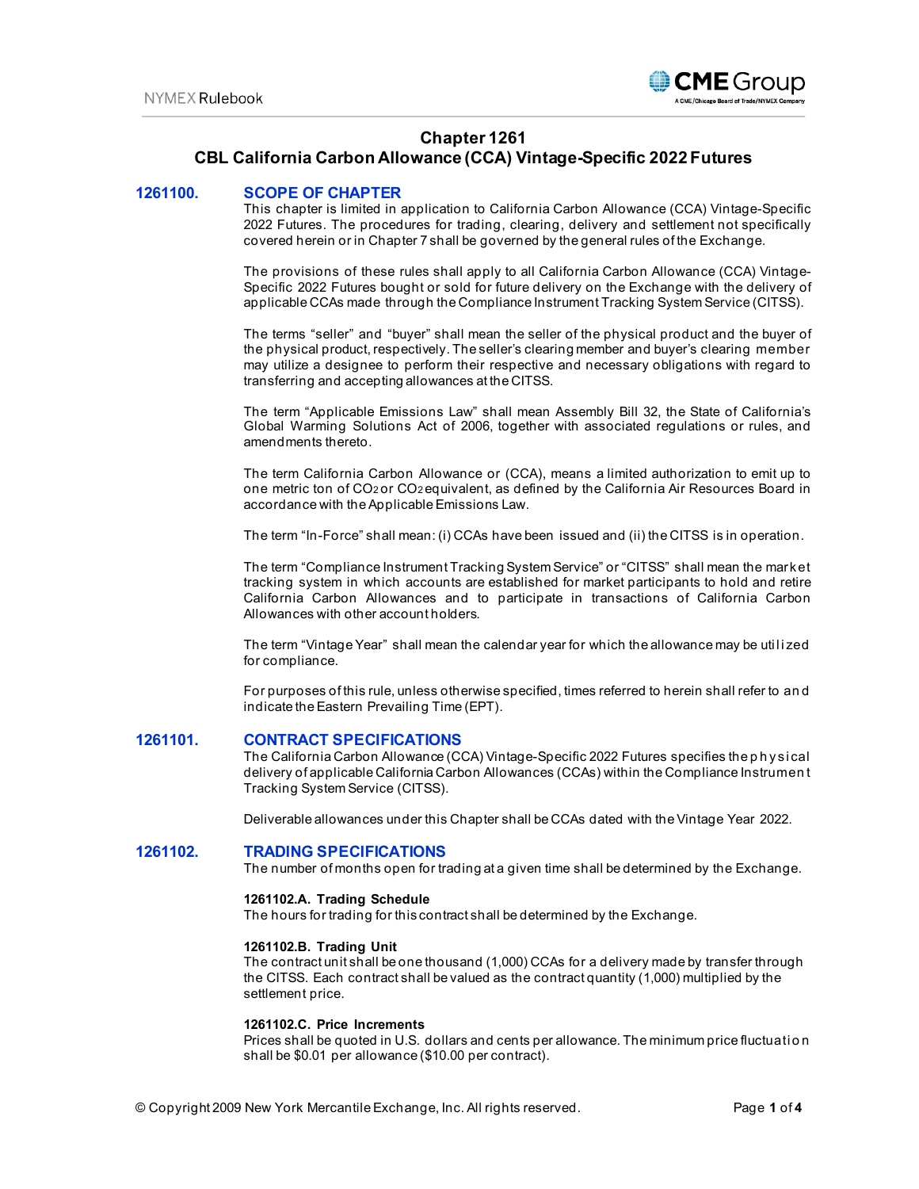# Chapter 1261
## CBL California Carbon Allowance (CCA) Vintage-Specific 2022 Futures

### 1261100. SCOPE OF CHAPTER

This chapter is limited in application to California Carbon Allowance (CCA) Vintage-Specific 2022 Futures. The procedures for trading, clearing, delivery and settlement not specifically covered herein or in Chapter 7 shall be governed by the general rules of the Exchange.

The provisions of these rules shall apply to all California Carbon Allowance (CCA) Vintage-Specific 2022 Futures bought or sold for future delivery on the Exchange with the delivery of applicable CCAs made through the Compliance Instrument Tracking System Service (CITSS).

The terms "seller" and "buyer" shall mean the seller of the physical product and the buyer of the physical product, respectively. The seller's clearing member and buyer's clearing member may utilize a designee to perform their respective and necessary obligations with regard to transferring and accepting allowances at the CITSS.

The term "Applicable Emissions Law" shall mean Assembly Bill 32, the State of California's Global Warming Solutions Act of 2006, together with associated regulations or rules, and amendments thereto.

The term California Carbon Allowance or (CCA), means a limited authorization to emit up to one metric ton of $CO_2$ or $CO_2$ equivalent, as defined by the California Air Resources Board in accordance with the Applicable Emissions Law.

The term "In-Force" shall mean: (i) CCAs have been issued and (ii) the CITSS is in operation.

The term "Compliance Instrument Tracking System Service" or "CITSS" shall mean the market tracking system in which accounts are established for market participants to hold and retire California Carbon Allowances and to participate in transactions of California Carbon Allowances with other account holders.

The term "Vintage Year" shall mean the calendar year for which the allowance may be utilized for compliance.

For purposes of this rule, unless otherwise specified, times referred to herein shall refer to and indicate the Eastern Prevailing Time (EPT).

### 1261101. CONTRACT SPECIFICATIONS

The California Carbon Allowance (CCA) Vintage-Specific 2022 Futures specifies the physical delivery of applicable California Carbon Allowances (CCAs) within the Compliance Instrument Tracking System Service (CITSS).

Deliverable allowances under this Chapter shall be CCAs dated with the Vintage Year 2022.

### 1261102. TRADING SPECIFICATIONS

The number of months open for trading at a given time shall be determined by the Exchange.

**1261102.A. Trading Schedule**

The hours for trading for this contract shall be determined by the Exchange.

**1261102.B. Trading Unit**

The contract unit shall be one thousand (1,000) CCAs for a delivery made by transfer through the CITSS. Each contract shall be valued as the contract quantity (1,000) multiplied by the settlement price.

**1261102.C. Price Increments**

Prices shall be quoted in U.S. dollars and cents per allowance. The minimum price fluctuation shall be $0.01 per allowance ($10.00 per contract).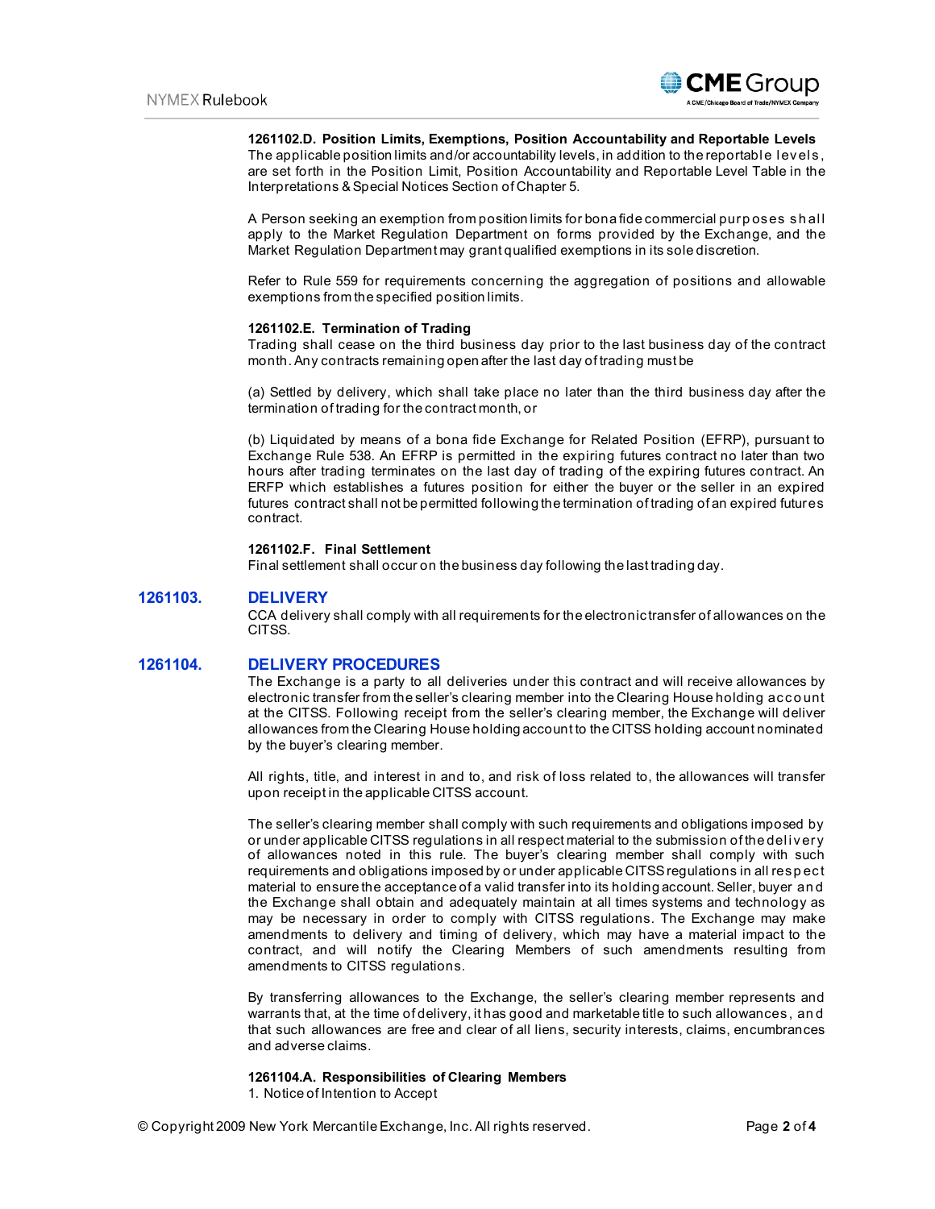#### 1261102.D. Position Limits, Exemptions, Position Accountability and Reportable Levels

The applicable position limits and/or accountability levels, in addition to the reportable levels, are set forth in the Position Limit, Position Accountability and Reportable Level Table in the Interpretations & Special Notices Section of Chapter 5.

A Person seeking an exemption from position limits for bona fide commercial purposes shall apply to the Market Regulation Department on forms provided by the Exchange, and the Market Regulation Department may grant qualified exemptions in its sole discretion.

Refer to Rule 559 for requirements concerning the aggregation of positions and allowable exemptions from the specified position limits.

#### 1261102.E. Termination of Trading

Trading shall cease on the third business day prior to the last business day of the contract month. Any contracts remaining open after the last day of trading must be

(a) Settled by delivery, which shall take place no later than the third business day after the termination of trading for the contract month, or

(b) Liquidated by means of a bona fide Exchange for Related Position (EFRP), pursuant to Exchange Rule 538. An EFRP is permitted in the expiring futures contract no later than two hours after trading terminates on the last day of trading of the expiring futures contract. An ERFP which establishes a futures position for either the buyer or the seller in an expired futures contract shall not be permitted following the termination of trading of an expired futures contract.

#### 1261102.F. Final Settlement

Final settlement shall occur on the business day following the last trading day.

## 1261103. DELIVERY

CCA delivery shall comply with all requirements for the electronic transfer of allowances on the CITSS.

## 1261104. DELIVERY PROCEDURES

The Exchange is a party to all deliveries under this contract and will receive allowances by electronic transfer from the seller's clearing member into the Clearing House holding account at the CITSS. Following receipt from the seller's clearing member, the Exchange will deliver allowances from the Clearing House holding account to the CITSS holding account nominated by the buyer's clearing member.

All rights, title, and interest in and to, and risk of loss related to, the allowances will transfer upon receipt in the applicable CITSS account.

The seller's clearing member shall comply with such requirements and obligations imposed by or under applicable CITSS regulations in all respect material to the submission of the delivery of allowances noted in this rule. The buyer's clearing member shall comply with such requirements and obligations imposed by or under applicable CITSS regulations in all respect material to ensure the acceptance of a valid transfer into its holding account. Seller, buyer and the Exchange shall obtain and adequately maintain at all times systems and technology as may be necessary in order to comply with CITSS regulations. The Exchange may make amendments to delivery and timing of delivery, which may have a material impact to the contract, and will notify the Clearing Members of such amendments resulting from amendments to CITSS regulations.

By transferring allowances to the Exchange, the seller's clearing member represents and warrants that, at the time of delivery, it has good and marketable title to such allowances, and that such allowances are free and clear of all liens, security interests, claims, encumbrances and adverse claims.

#### 1261104.A. Responsibilities of Clearing Members

1. Notice of Intention to Accept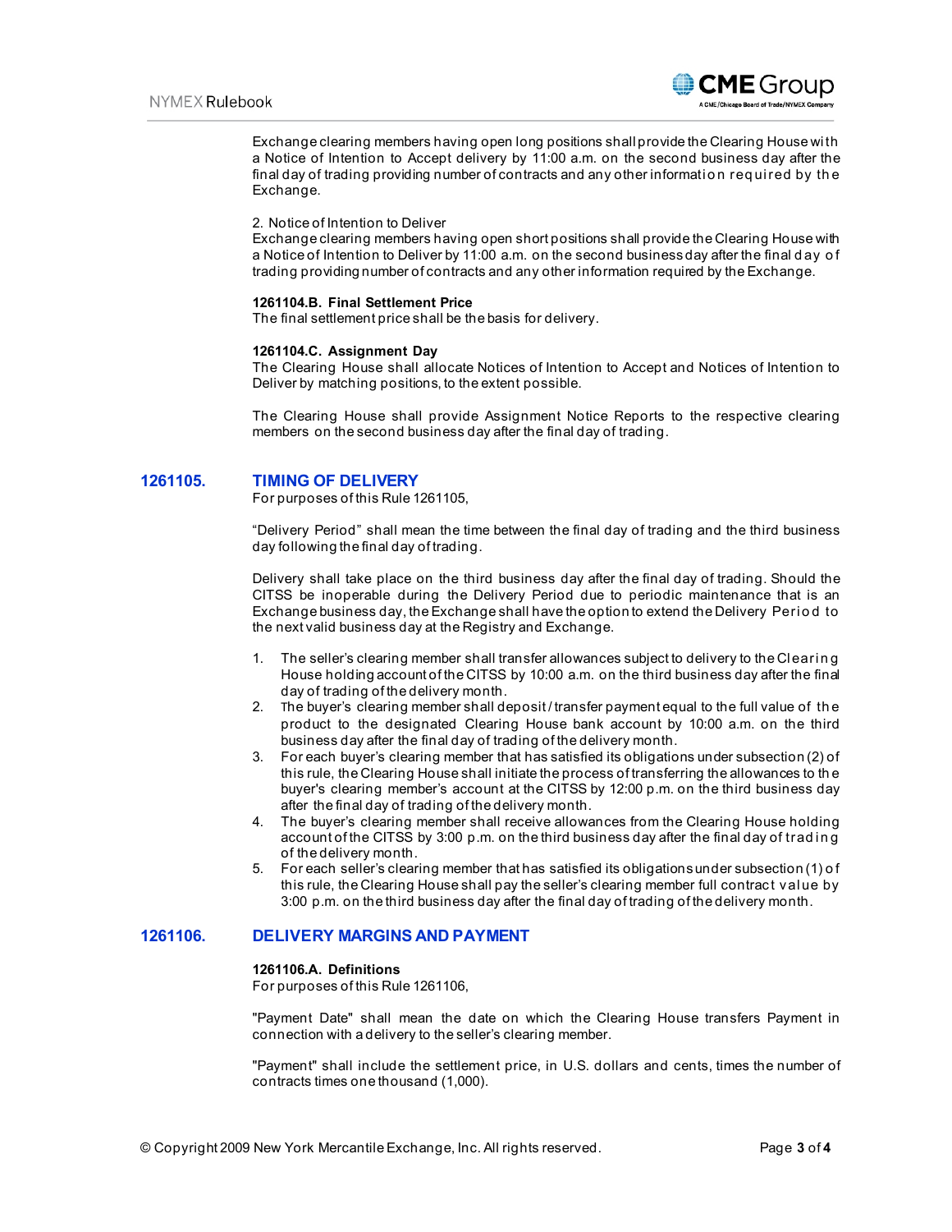Exchange clearing members having open long positions shall provide the Clearing House with a Notice of Intention to Accept delivery by 11:00 a.m. on the second business day after the final day of trading providing number of contracts and any other information required by the Exchange.

2. Notice of Intention to Deliver
Exchange clearing members having open short positions shall provide the Clearing House with a Notice of Intention to Deliver by 11:00 a.m. on the second business day after the final day of trading providing number of contracts and any other information required by the Exchange.

**1261104.B. Final Settlement Price**
The final settlement price shall be the basis for delivery.

**1261104.C. Assignment Day**
The Clearing House shall allocate Notices of Intention to Accept and Notices of Intention to Deliver by matching positions, to the extent possible.

The Clearing House shall provide Assignment Notice Reports to the respective clearing members on the second business day after the final day of trading.

## 1261105. TIMING OF DELIVERY

For purposes of this Rule 1261105,

"Delivery Period" shall mean the time between the final day of trading and the third business day following the final day of trading.

Delivery shall take place on the third business day after the final day of trading. Should the CITSS be inoperable during the Delivery Period due to periodic maintenance that is an Exchange business day, the Exchange shall have the option to extend the Delivery Period to the next valid business day at the Registry and Exchange.

1. The seller's clearing member shall transfer allowances subject to delivery to the Clearing House holding account of the CITSS by 10:00 a.m. on the third business day after the final day of trading of the delivery month.
2. The buyer's clearing member shall deposit / transfer payment equal to the full value of the product to the designated Clearing House bank account by 10:00 a.m. on the third business day after the final day of trading of the delivery month.
3. For each buyer's clearing member that has satisfied its obligations under subsection (2) of this rule, the Clearing House shall initiate the process of transferring the allowances to the buyer's clearing member's account at the CITSS by 12:00 p.m. on the third business day after the final day of trading of the delivery month.
4. The buyer's clearing member shall receive allowances from the Clearing House holding account of the CITSS by 3:00 p.m. on the third business day after the final day of trading of the delivery month.
5. For each seller's clearing member that has satisfied its obligations under subsection (1) of this rule, the Clearing House shall pay the seller's clearing member full contract value by 3:00 p.m. on the third business day after the final day of trading of the delivery month.

## 1261106. DELIVERY MARGINS AND PAYMENT

**1261106.A. Definitions**
For purposes of this Rule 1261106,

"Payment Date" shall mean the date on which the Clearing House transfers Payment in connection with a delivery to the seller's clearing member.

"Payment" shall include the settlement price, in U.S. dollars and cents, times the number of contracts times one thousand (1,000).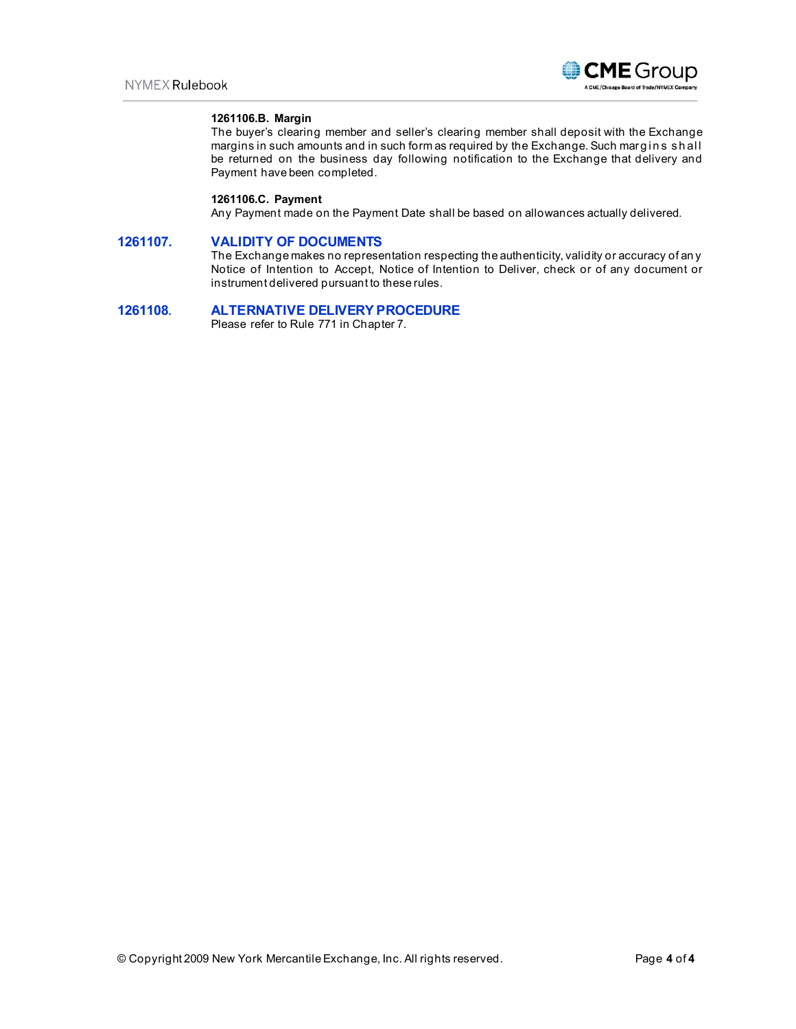#### 1261106.B. Margin

The buyer's clearing member and seller's clearing member shall deposit with the Exchange margins in such amounts and in such form as required by the Exchange. Such margins shall be returned on the business day following notification to the Exchange that delivery and Payment have been completed.

#### 1261106.C. Payment

Any Payment made on the Payment Date shall be based on allowances actually delivered.

## 1261107. VALIDITY OF DOCUMENTS

The Exchange makes no representation respecting the authenticity, validity or accuracy of any Notice of Intention to Accept, Notice of Intention to Deliver, check or of any document or instrument delivered pursuant to these rules.

## 1261108. ALTERNATIVE DELIVERY PROCEDURE

Please refer to Rule 771 in Chapter 7.